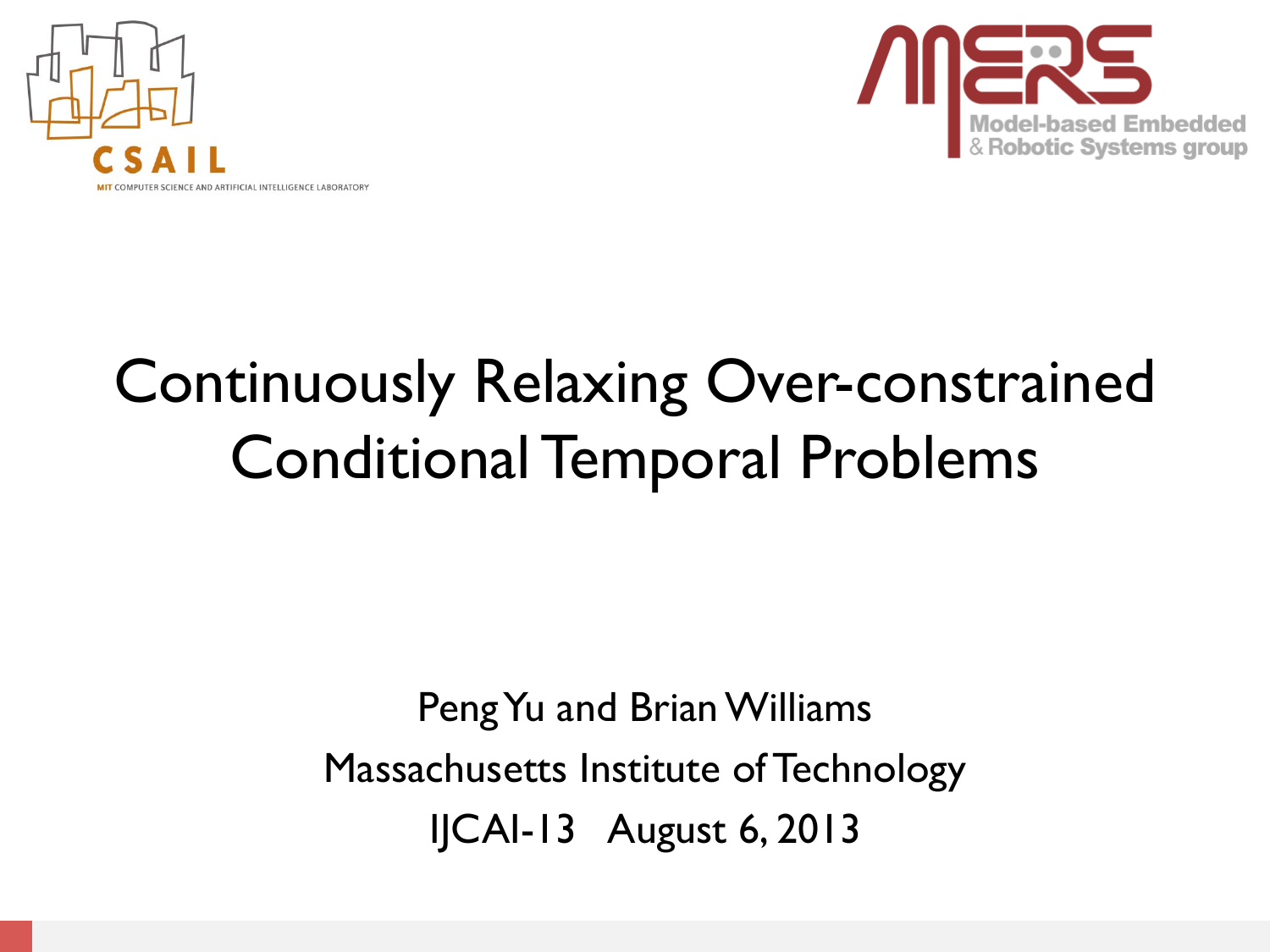# Continuously Relaxing Over-constrained Conditional Temporal Problems

Peng Yu and Brian Williams

Massachusetts Institute of Technology

IJCAI-13 August 6, 2013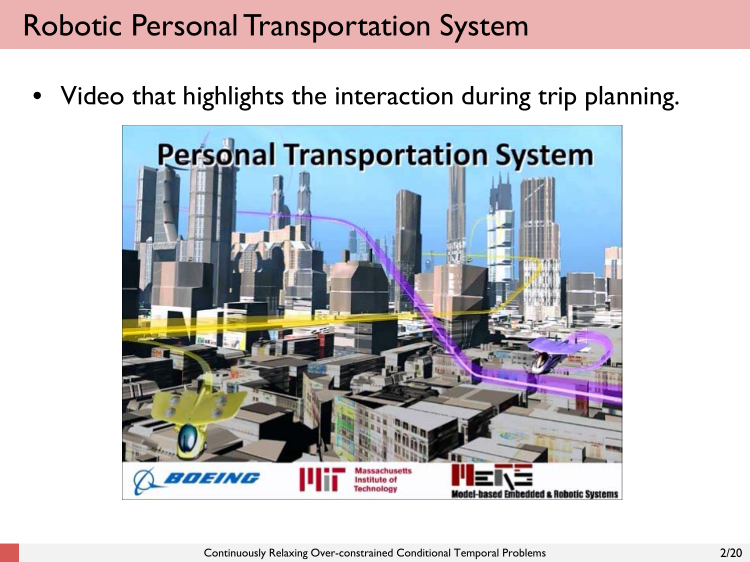# Robotic Personal Transportation System

- Video that highlights the interaction during trip planning.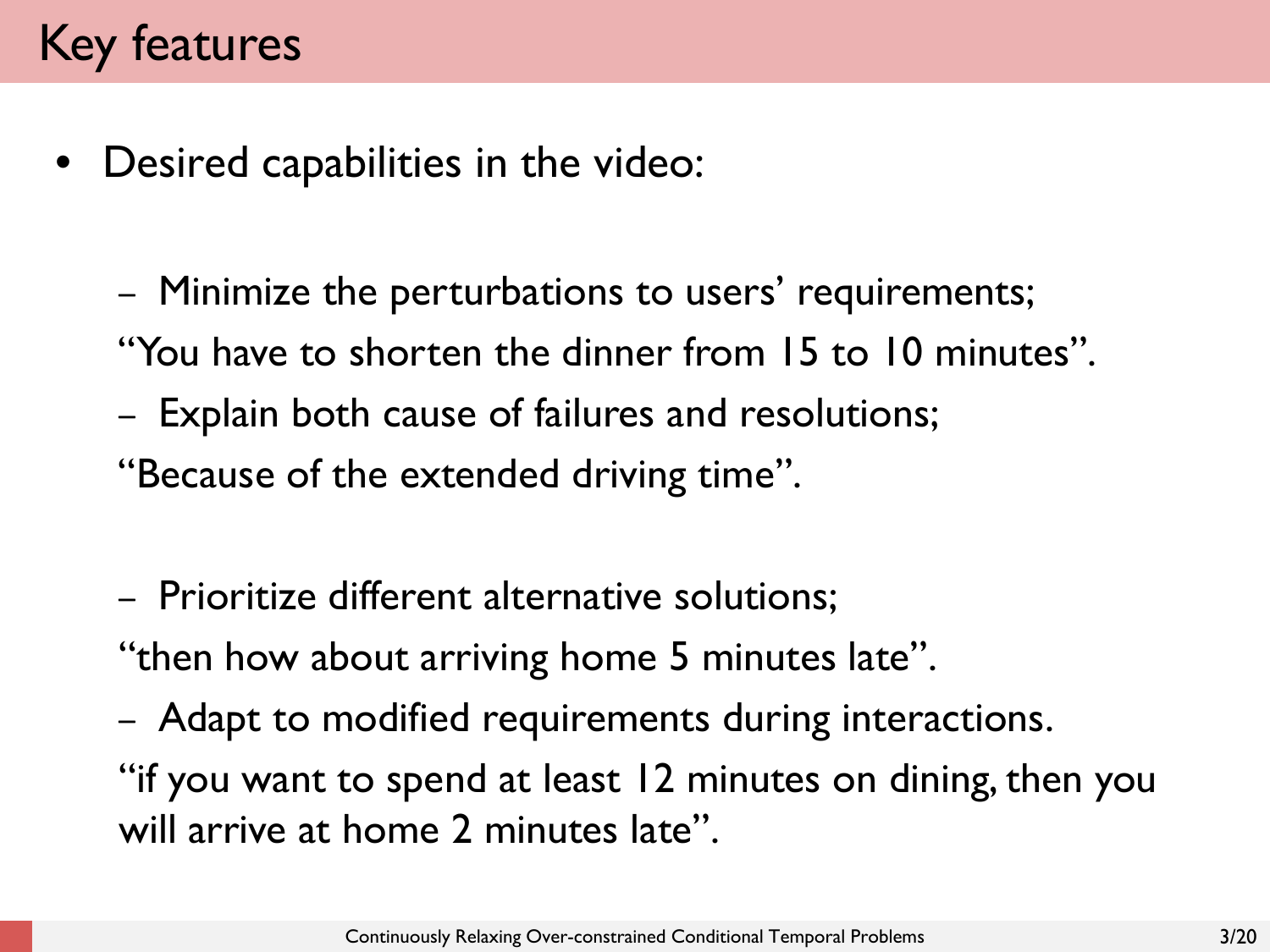# Key features

- Desired capabilities in the video:
  - Minimize the perturbations to users' requirements;
  
    "You have to shorten the dinner from 15 to 10 minutes".
  - Explain both cause of failures and resolutions;
  
    "Because of the extended driving time".
  - Prioritize different alternative solutions;
  
    "then how about arriving home 5 minutes late".
  - Adapt to modified requirements during interactions.
  
    "if you want to spend at least 12 minutes on dining, then you will arrive at home 2 minutes late".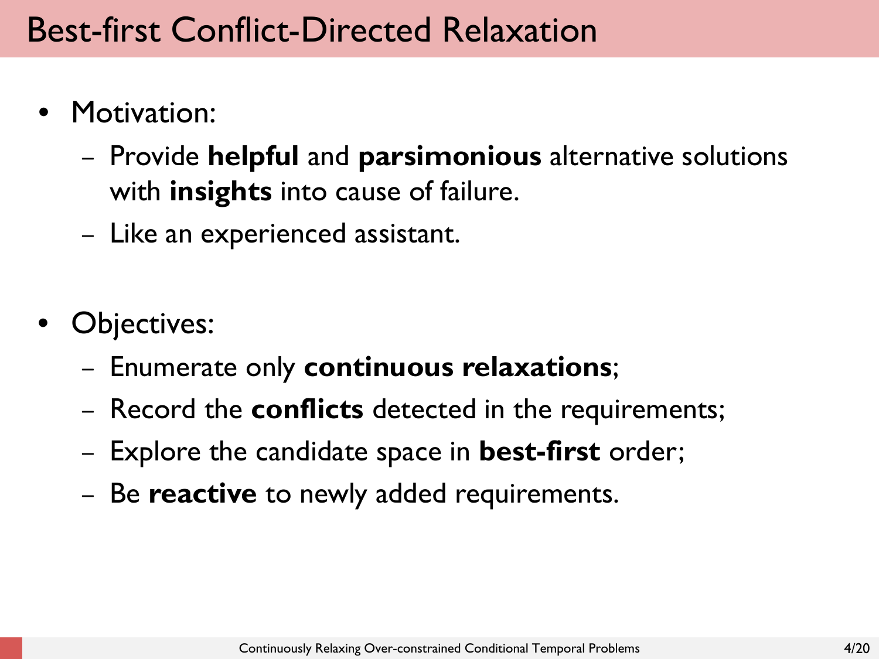# Best-first Conflict-Directed Relaxation

- Motivation:
  - Provide **helpful** and **parsimonious** alternative solutions with **insights** into cause of failure.
  - Like an experienced assistant.

- Objectives:
  - Enumerate only **continuous relaxations**;
  - Record the **conflicts** detected in the requirements;
  - Explore the candidate space in **best-first** order;
  - Be **reactive** to newly added requirements.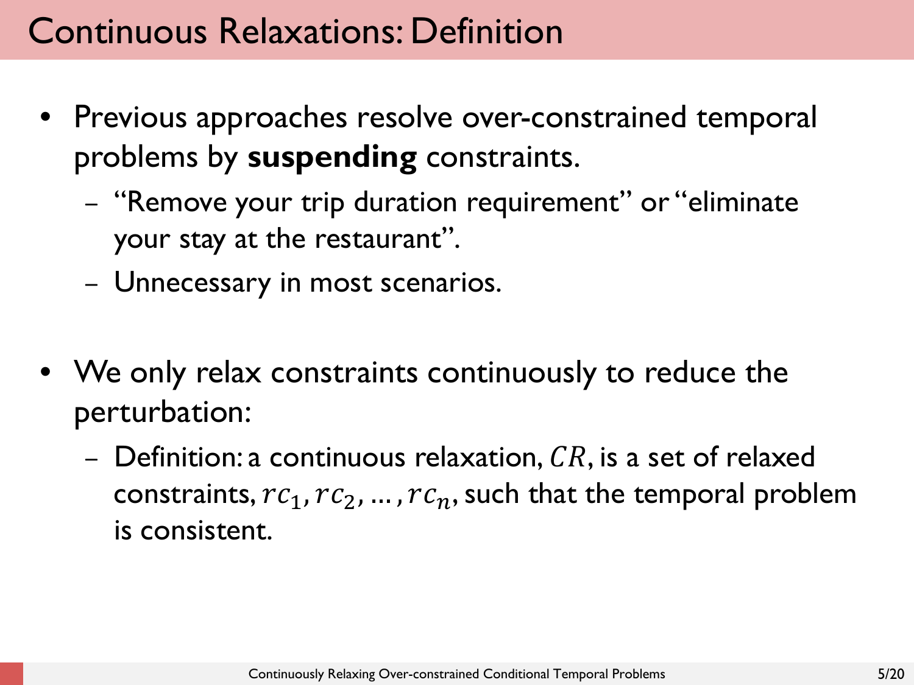# Continuous Relaxations: Definition

- Previous approaches resolve over-constrained temporal problems by **suspending** constraints.
  - "Remove your trip duration requirement" or "eliminate your stay at the restaurant".
  - Unnecessary in most scenarios.

- We only relax constraints continuously to reduce the perturbation:
  - Definition: a continuous relaxation, $CR$, is a set of relaxed constraints, $rc_1, rc_2, \ldots, rc_n$, such that the temporal problem is consistent.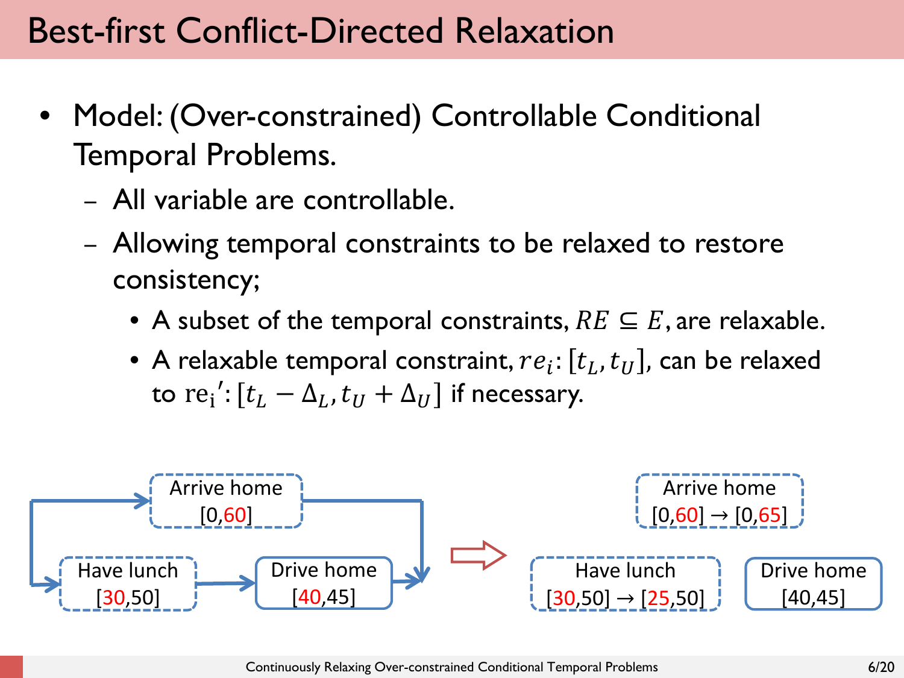# Best-first Conflict-Directed Relaxation

- Model: (Over-constrained) Controllable Conditional Temporal Problems.
  - All variable are controllable.
  - Allowing temporal constraints to be relaxed to restore consistency;
    - A subset of the temporal constraints, $RE \subseteq E$, are relaxable.
    - A relaxable temporal constraint, $re_i$: $[t_L, t_U]$, can be relaxed to $\mathrm{re_i}'$: $[t_L - \Delta_L, t_U + \Delta_U]$ if necessary.

Arrive home [0,60]

Have lunch [30,50]

Drive home [40,45]

Arrive home [0,60] → [0,65]

Have lunch [30,50] → [25,50]

Drive home [40,45]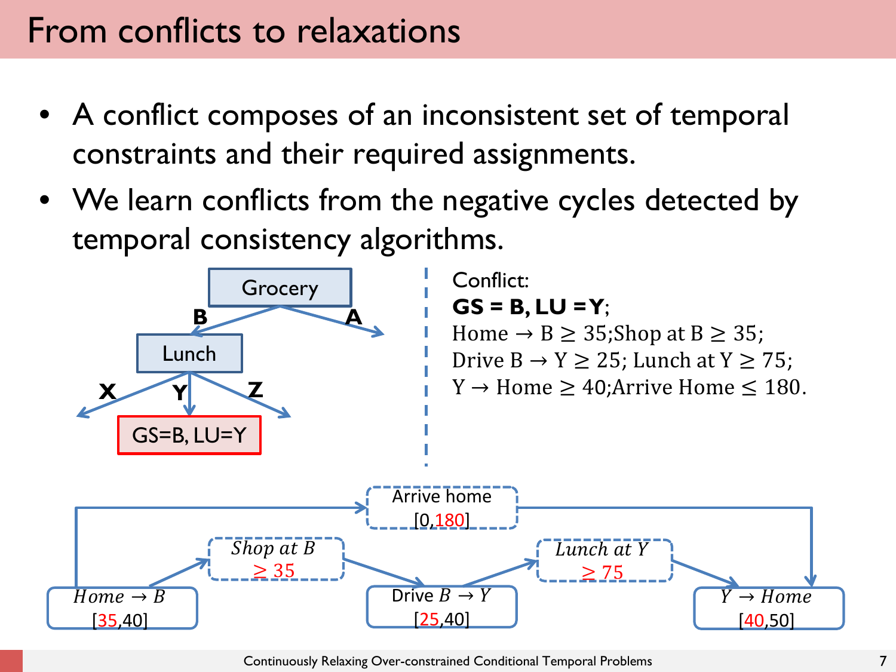# From conflicts to relaxations

- A conflict composes of an inconsistent set of temporal constraints and their required assignments.
- We learn conflicts from the negative cycles detected by temporal consistency algorithms.

Grocery

B A

Lunch

X Y Z

GS=B, LU=Y

Conflict:
**GS = B, LU = Y**;
Home → B ≥ 35; Shop at B ≥ 35;
Drive B → Y ≥ 25; Lunch at Y ≥ 75;
Y → Home ≥ 40; Arrive Home ≤ 180.

Arrive home [0,180]

*Shop at B* ≥ 35

*Lunch at Y* ≥ 75

*Home → B* [35,40]

Drive *B → Y* [25,40]

*Y → Home* [40,50]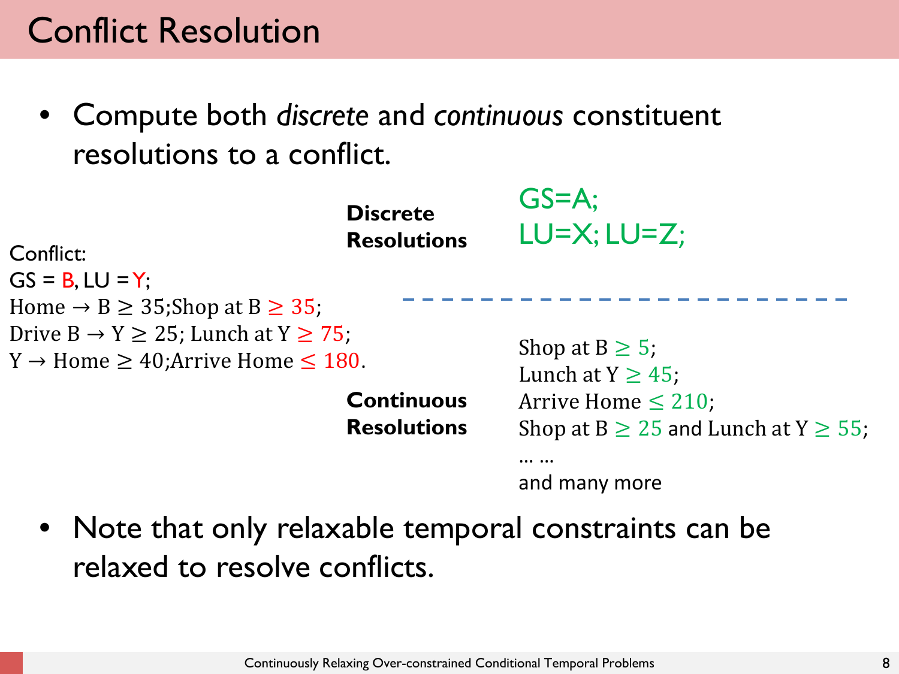# Conflict Resolution

- Compute both *discrete* and *continuous* constituent resolutions to a conflict.

Conflict:
GS = B, LU = Y;
Home → B $\geq$ 35;Shop at B $\geq$ 35;
Drive B → Y $\geq$ 25; Lunch at Y $\geq$ 75;
Y → Home $\geq$ 40;Arrive Home $\leq$ 180.

**Discrete Resolutions**

GS=A;
LU=X; LU=Z;

**Continuous Resolutions**

Shop at B $\geq$ 5;
Lunch at Y $\geq$ 45;
Arrive Home $\leq$ 210;
Shop at B $\geq$ 25 and Lunch at Y $\geq$ 55;
… …
and many more

- Note that only relaxable temporal constraints can be relaxed to resolve conflicts.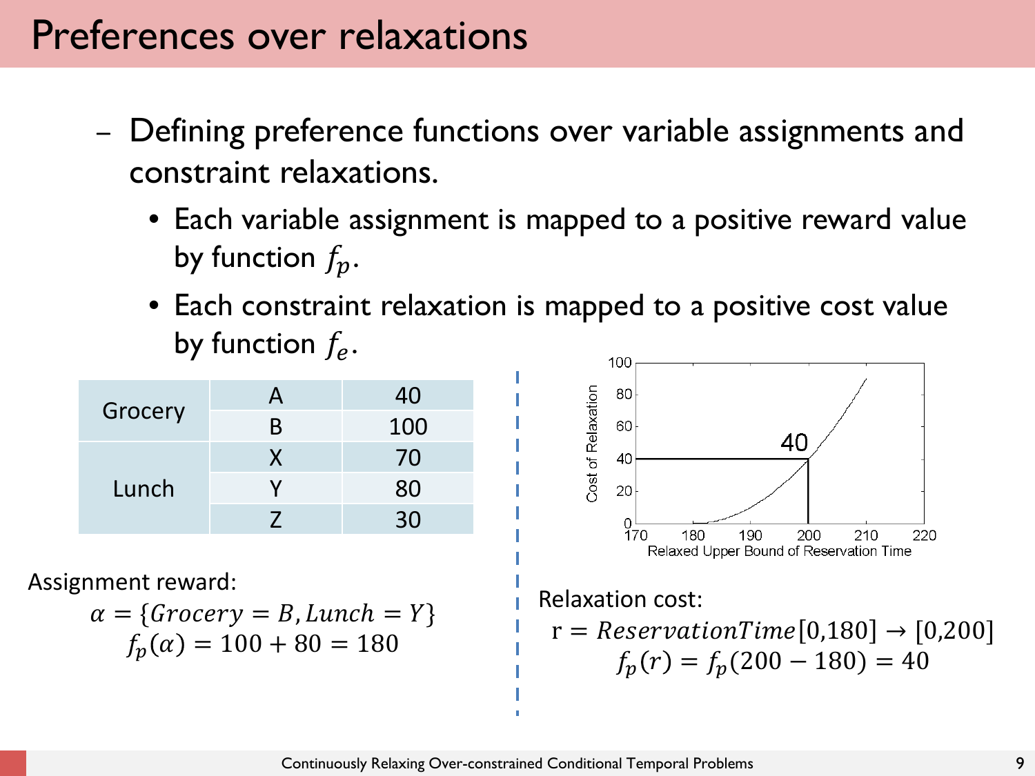# Preferences over relaxations

- Defining preference functions over variable assignments and constraint relaxations.
  - Each variable assignment is mapped to a positive reward value by function $f_p$.
  - Each constraint relaxation is mapped to a positive cost value by function $f_e$.

| Grocery | A | 40 |
|---|---|---|
| | B | 100 |
| Lunch | X | 70 |
| | Y | 80 |
| | Z | 30 |

Assignment reward:

$$\alpha = \{Grocery = B, Lunch = Y\}$$
$$f_p(\alpha) = 100 + 80 = 180$$

Relaxation cost:

$$\mathrm{r} = ReservationTime[0,180] \rightarrow [0,200]$$
$$f_p(r) = f_p(200 - 180) = 40$$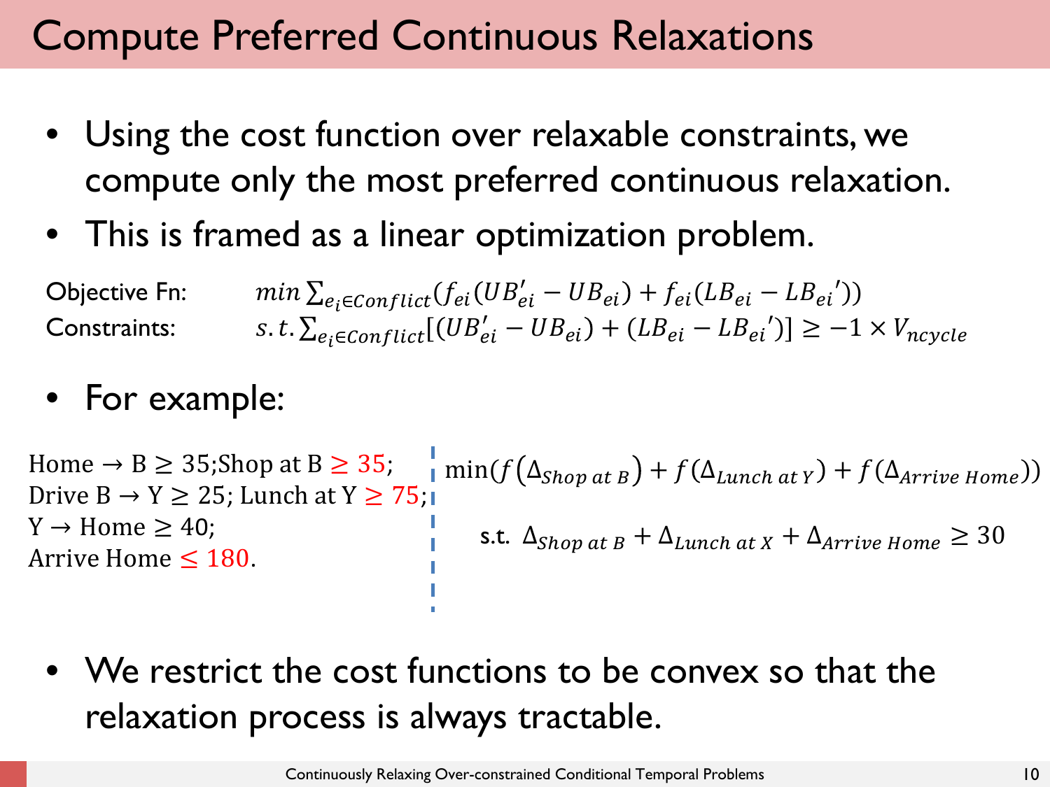# Compute Preferred Continuous Relaxations

- Using the cost function over relaxable constraints, we compute only the most preferred continuous relaxation.
- This is framed as a linear optimization problem.

Objective Fn: $min \sum_{e_i \in Conflict}(f_{ei}(UB'_{ei} - UB_{ei}) + f_{ei}(LB_{ei} - LB_{ei}'))$

Constraints: $s.t. \sum_{e_i \in Conflict}[(UB'_{ei} - UB_{ei}) + (LB_{ei} - LB_{ei}')] \geq -1 \times V_{ncycle}$

- For example:

Home → B $\geq$ 35; Shop at B $\geq$ 35;
Drive B → Y $\geq$ 25; Lunch at Y $\geq$ 75;
Y → Home $\geq$ 40;
Arrive Home $\leq$ 180.

$$\min(f(\Delta_{Shop\ at\ B}) + f(\Delta_{Lunch\ at\ Y}) + f(\Delta_{Arrive\ Home}))$$

s.t. $\Delta_{Shop\ at\ B} + \Delta_{Lunch\ at\ X} + \Delta_{Arrive\ Home} \geq 30$

- We restrict the cost functions to be convex so that the relaxation process is always tractable.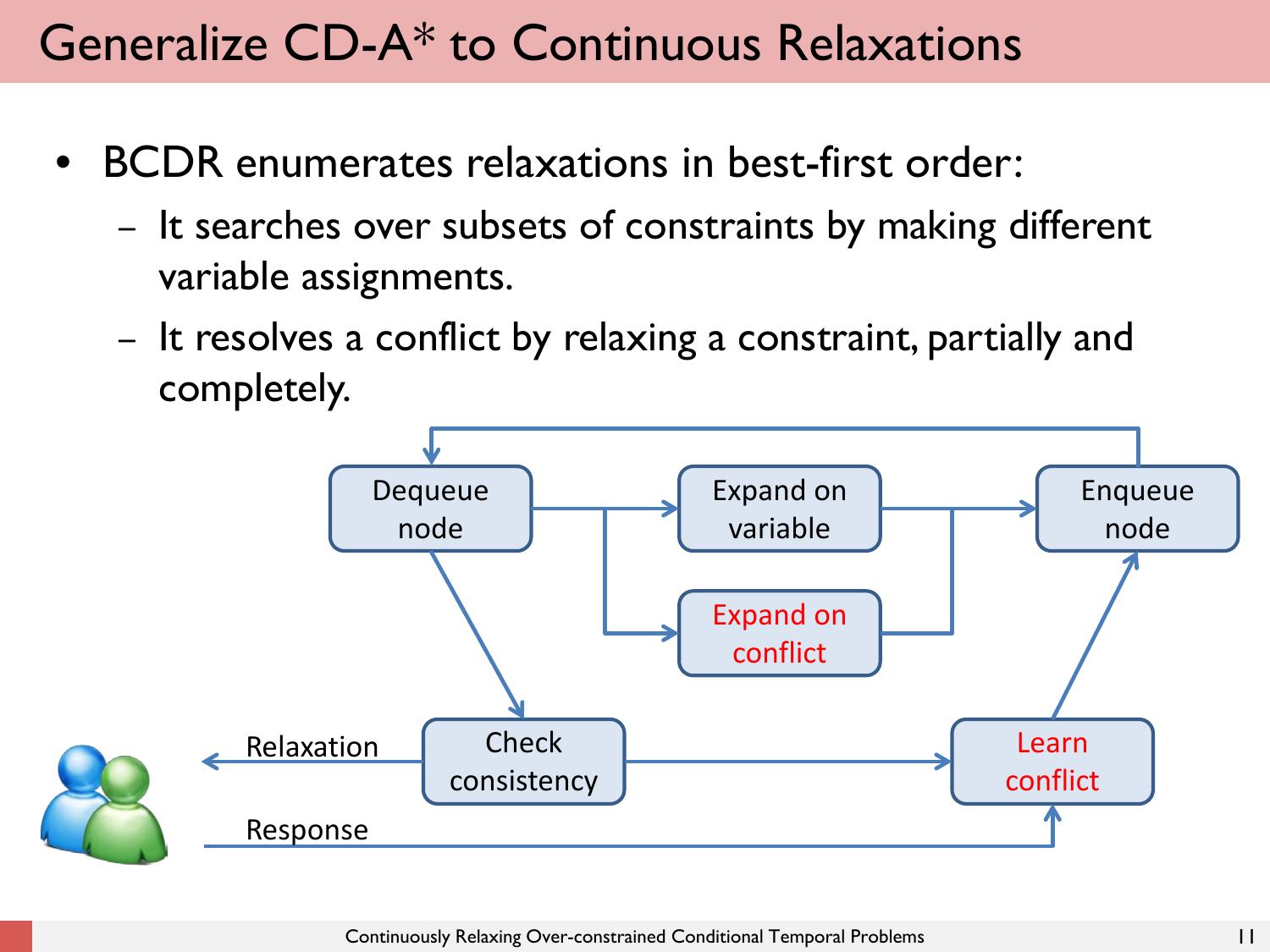# Generalize CD-A* to Continuous Relaxations

- BCDR enumerates relaxations in best-first order:
  - It searches over subsets of constraints by making different variable assignments.
  - It resolves a conflict by relaxing a constraint, partially and completely.

Dequeue node → Expand on variable / Expand on conflict → Enqueue node → Dequeue node

Dequeue node → Check consistency → Learn conflict → Enqueue node

Check consistency → Relaxation

Response → Learn conflict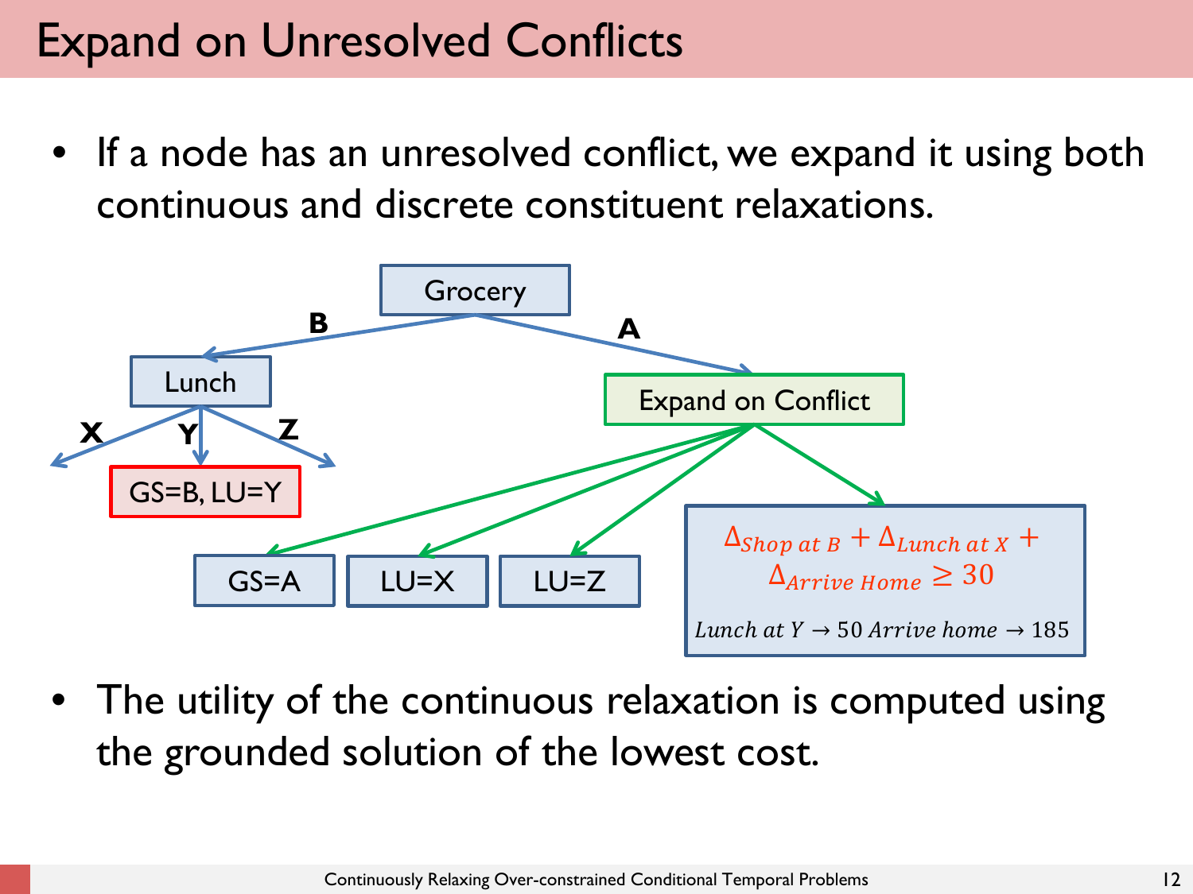# Expand on Unresolved Conflicts

- If a node has an unresolved conflict, we expand it using both continuous and discrete constituent relaxations.

Grocery

B → Lunch

A → Expand on Conflict

Lunch: X, Y → GS=B, LU=Y, Z

Expand on Conflict → GS=A, LU=X, LU=Z, and:

$$\Delta_{Shop\ at\ B} + \Delta_{Lunch\ at\ X} + \Delta_{Arrive\ Home} \geq 30$$

$Lunch\ at\ Y \rightarrow 50\ Arrive\ home \rightarrow 185$

- The utility of the continuous relaxation is computed using the grounded solution of the lowest cost.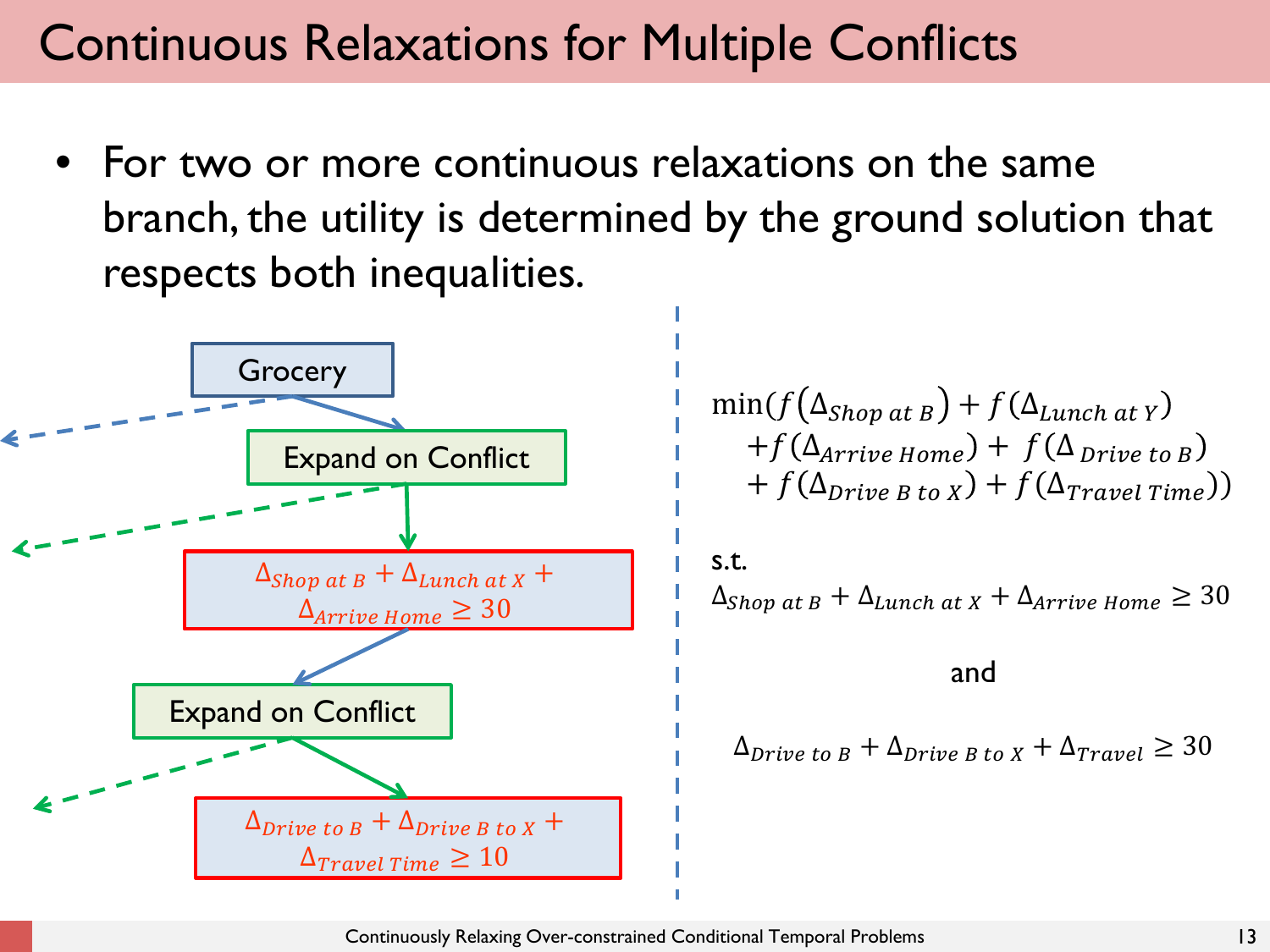# Continuous Relaxations for Multiple Conflicts

- For two or more continuous relaxations on the same branch, the utility is determined by the ground solution that respects both inequalities.

Grocery

Expand on Conflict

$\Delta_{Shop\ at\ B} + \Delta_{Lunch\ at\ X} + \Delta_{Arrive\ Home} \geq 30$

Expand on Conflict

$\Delta_{Drive\ to\ B} + \Delta_{Drive\ B\ to\ X} + \Delta_{Travel\ Time} \geq 10$

$$\min(f(\Delta_{Shop\ at\ B}) + f(\Delta_{Lunch\ at\ Y}) + f(\Delta_{Arrive\ Home}) + f(\Delta_{Drive\ to\ B}) + f(\Delta_{Drive\ B\ to\ X}) + f(\Delta_{Travel\ Time}))$$

s.t.

$$\Delta_{Shop\ at\ B} + \Delta_{Lunch\ at\ X} + \Delta_{Arrive\ Home} \geq 30$$

and

$$\Delta_{Drive\ to\ B} + \Delta_{Drive\ B\ to\ X} + \Delta_{Travel} \geq 30$$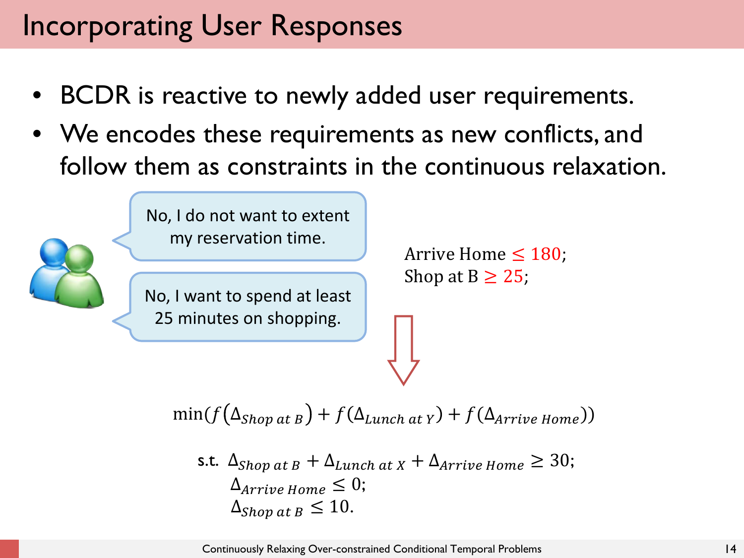# Incorporating User Responses

- BCDR is reactive to newly added user requirements.
- We encodes these requirements as new conflicts, and follow them as constraints in the continuous relaxation.

No, I do not want to extent my reservation time.

No, I want to spend at least 25 minutes on shopping.

Arrive Home $\leq 180$;
Shop at B $\geq 25$;

$$\min(f(\Delta_{Shop\ at\ B}) + f(\Delta_{Lunch\ at\ Y}) + f(\Delta_{Arrive\ Home}))$$

$$\text{s.t. } \Delta_{Shop\ at\ B} + \Delta_{Lunch\ at\ X} + \Delta_{Arrive\ Home} \geq 30;$$
$$\Delta_{Arrive\ Home} \leq 0;$$
$$\Delta_{Shop\ at\ B} \leq 10.$$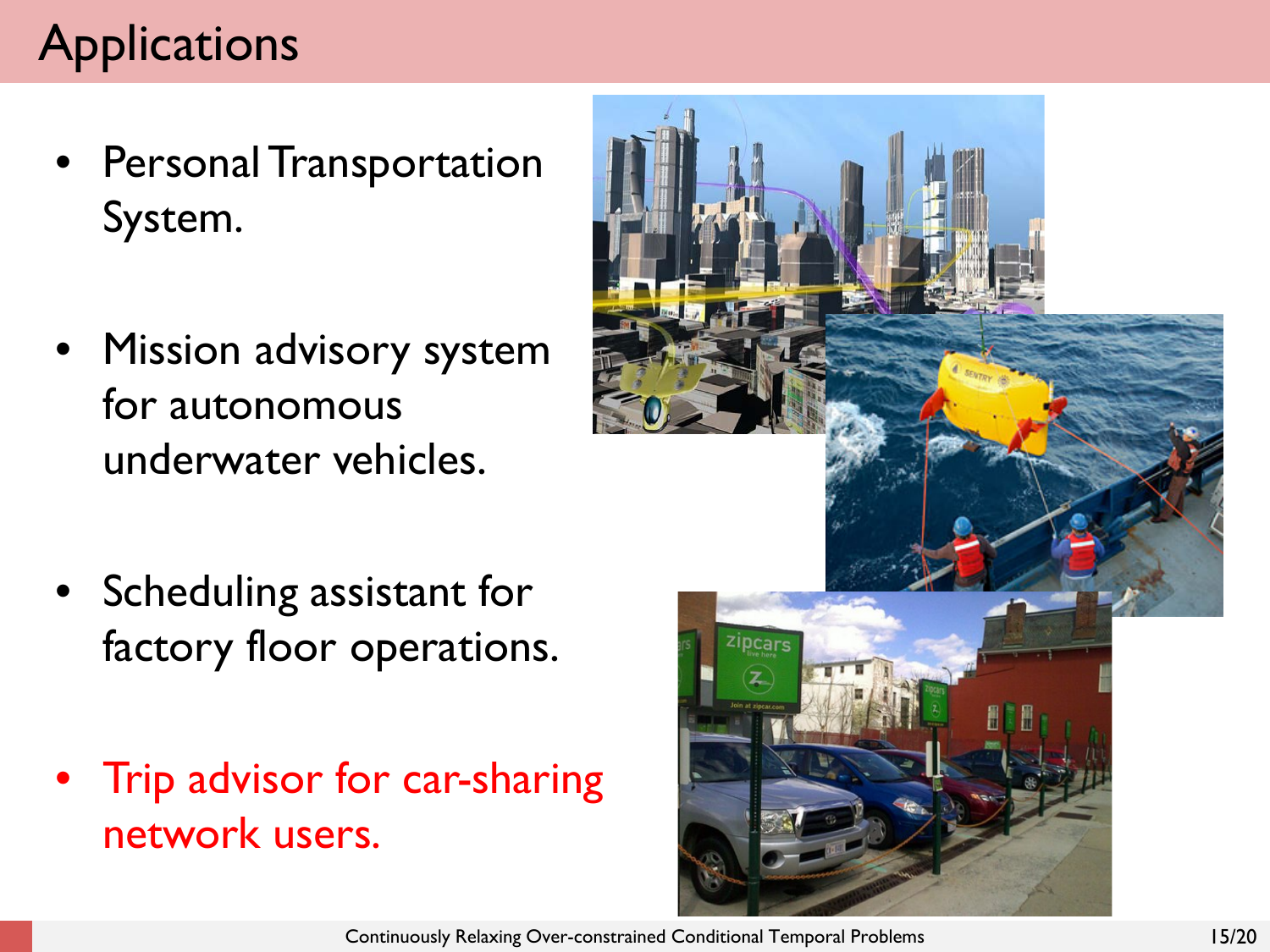# Applications

- Personal Transportation System.
- Mission advisory system for autonomous underwater vehicles.
- Scheduling assistant for factory floor operations.
- Trip advisor for car-sharing network users.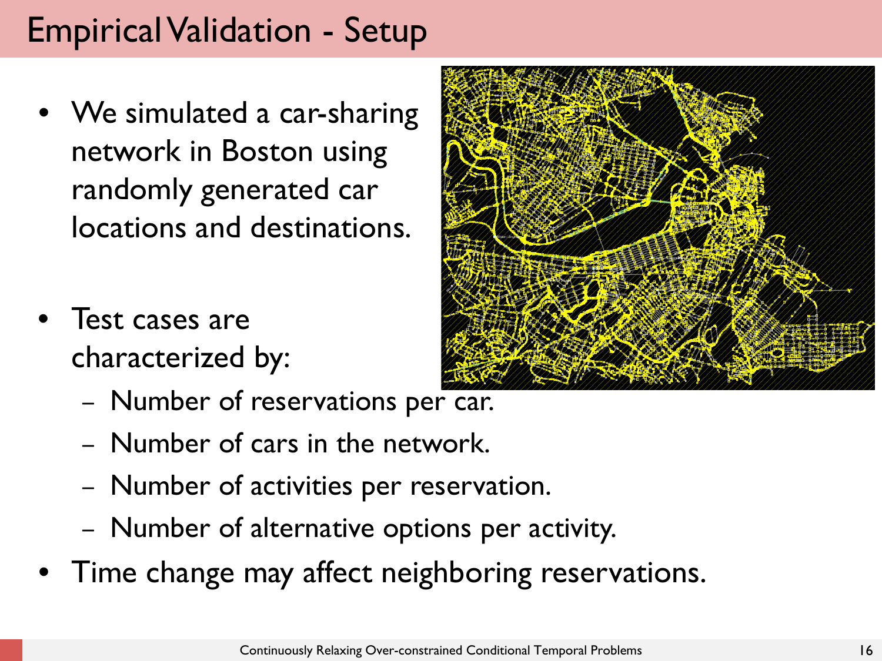# Empirical Validation - Setup

- We simulated a car-sharing network in Boston using randomly generated car locations and destinations.
- Test cases are characterized by:
  - Number of reservations per car.
  - Number of cars in the network.
  - Number of activities per reservation.
  - Number of alternative options per activity.
- Time change may affect neighboring reservations.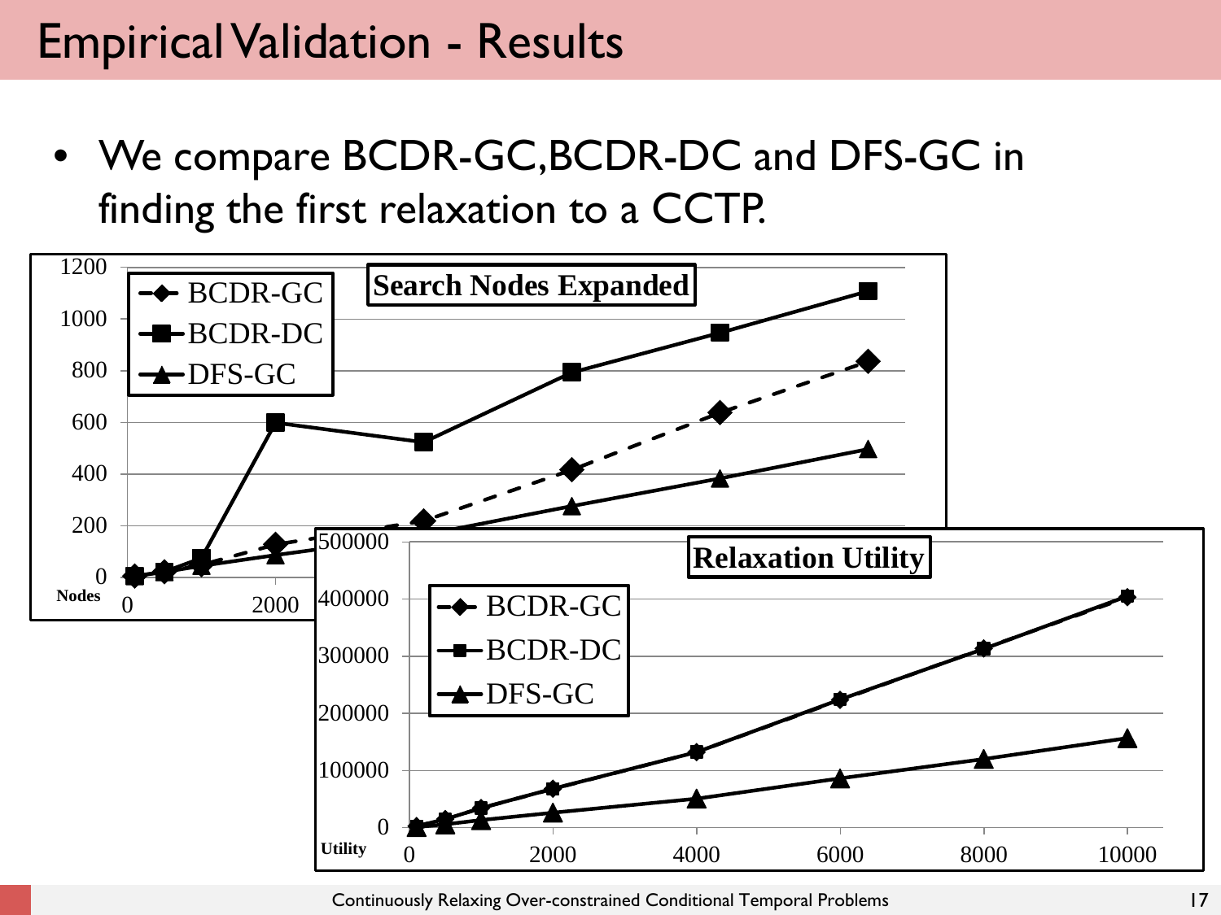# Empirical Validation - Results

- We compare BCDR-GC, BCDR-DC and DFS-GC in finding the first relaxation to a CCTP.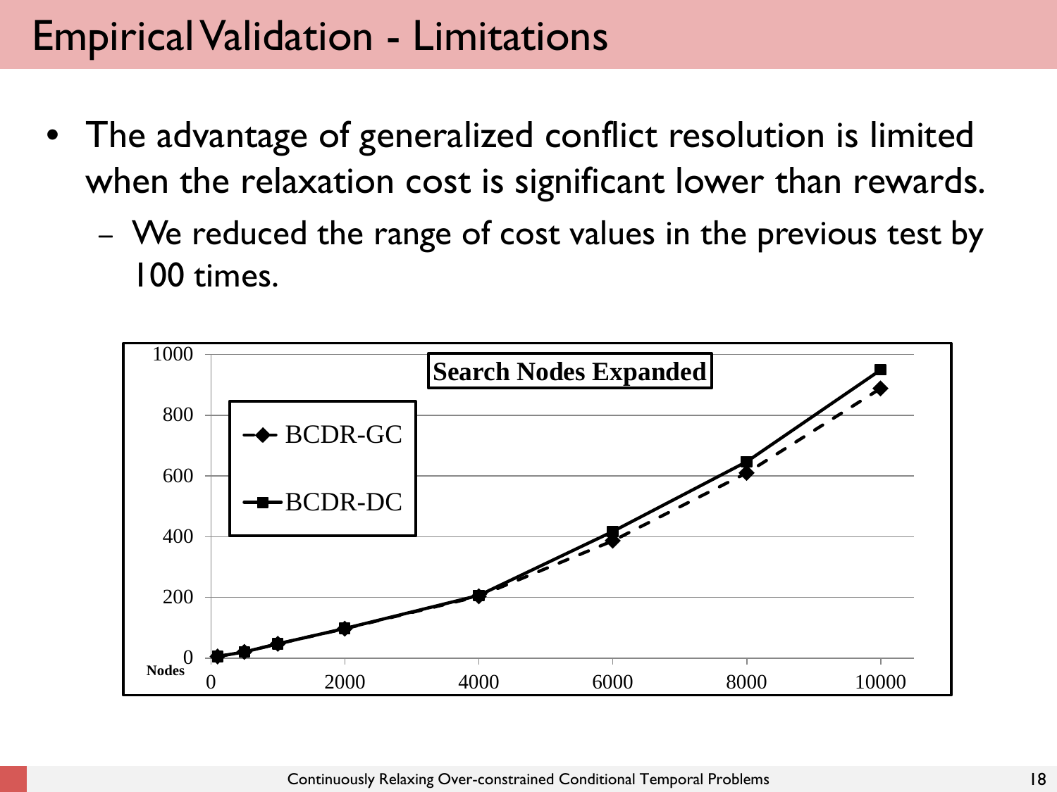# Empirical Validation - Limitations

- The advantage of generalized conflict resolution is limited when the relaxation cost is significant lower than rewards.
  - We reduced the range of cost values in the previous test by 100 times.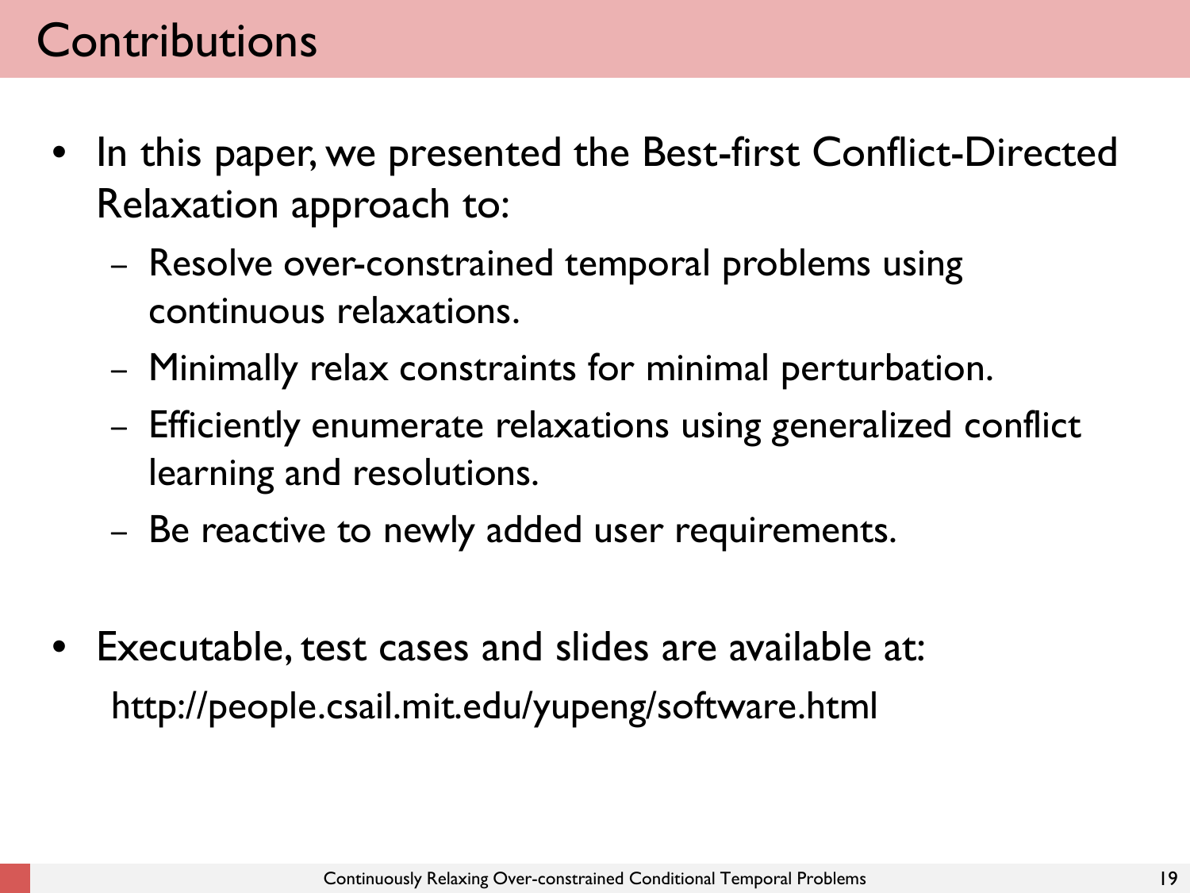# Contributions

- In this paper, we presented the Best-first Conflict-Directed Relaxation approach to:
  - Resolve over-constrained temporal problems using continuous relaxations.
  - Minimally relax constraints for minimal perturbation.
  - Efficiently enumerate relaxations using generalized conflict learning and resolutions.
  - Be reactive to newly added user requirements.

- Executable, test cases and slides are available at:
  http://people.csail.mit.edu/yupeng/software.html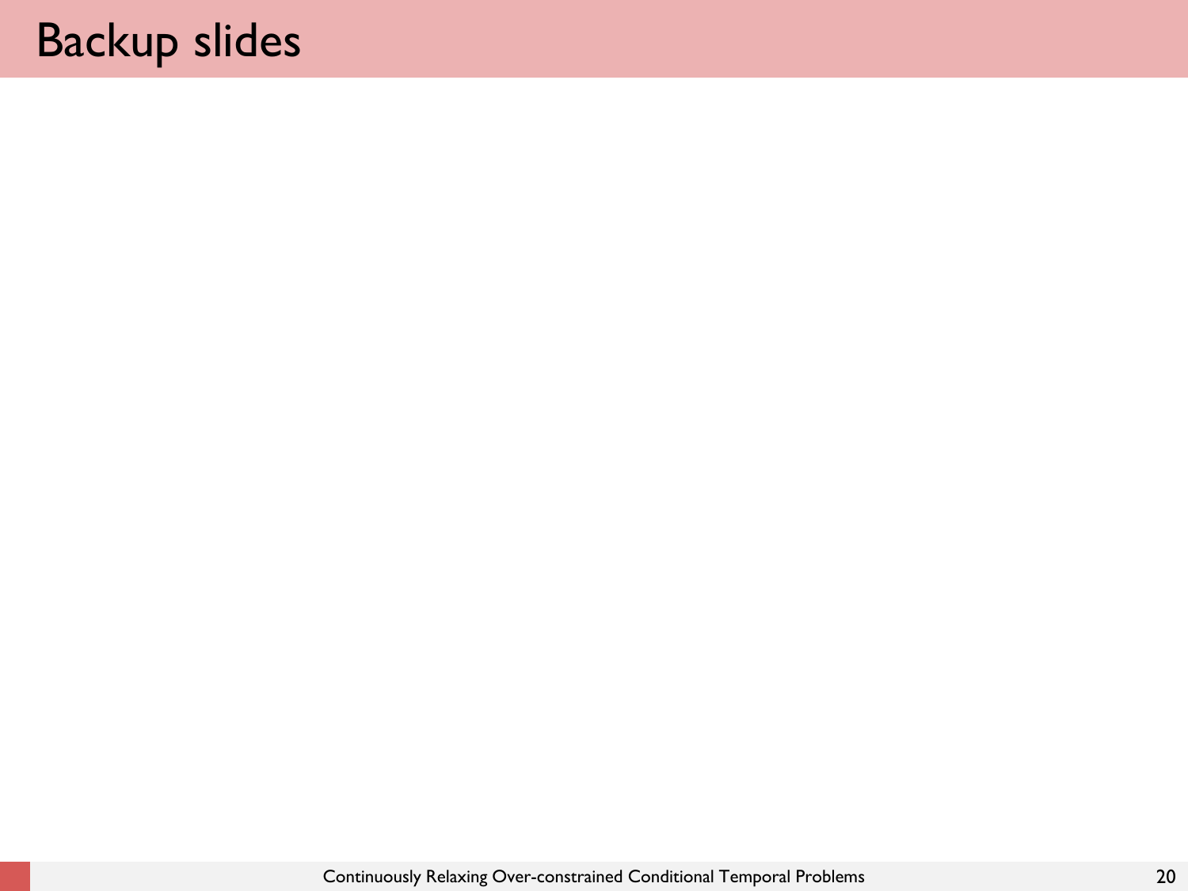# Backup slides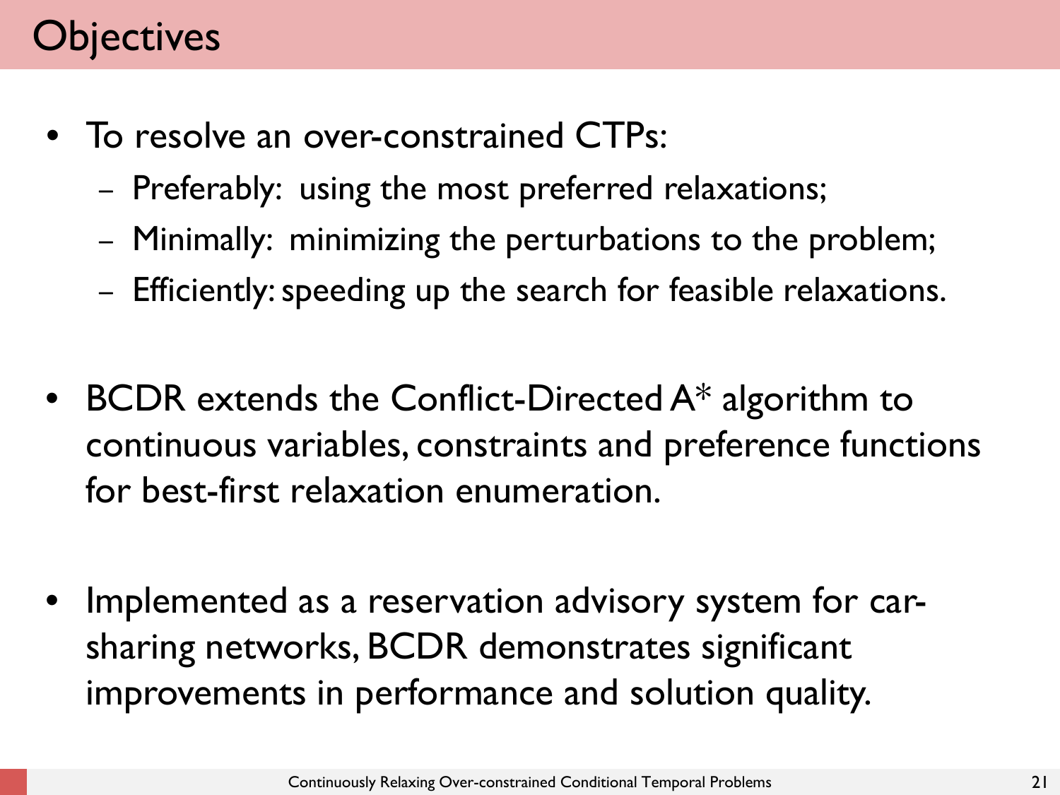# Objectives

- To resolve an over-constrained CTPs:
  - Preferably: using the most preferred relaxations;
  - Minimally: minimizing the perturbations to the problem;
  - Efficiently: speeding up the search for feasible relaxations.

- BCDR extends the Conflict-Directed A* algorithm to continuous variables, constraints and preference functions for best-first relaxation enumeration.

- Implemented as a reservation advisory system for car-sharing networks, BCDR demonstrates significant improvements in performance and solution quality.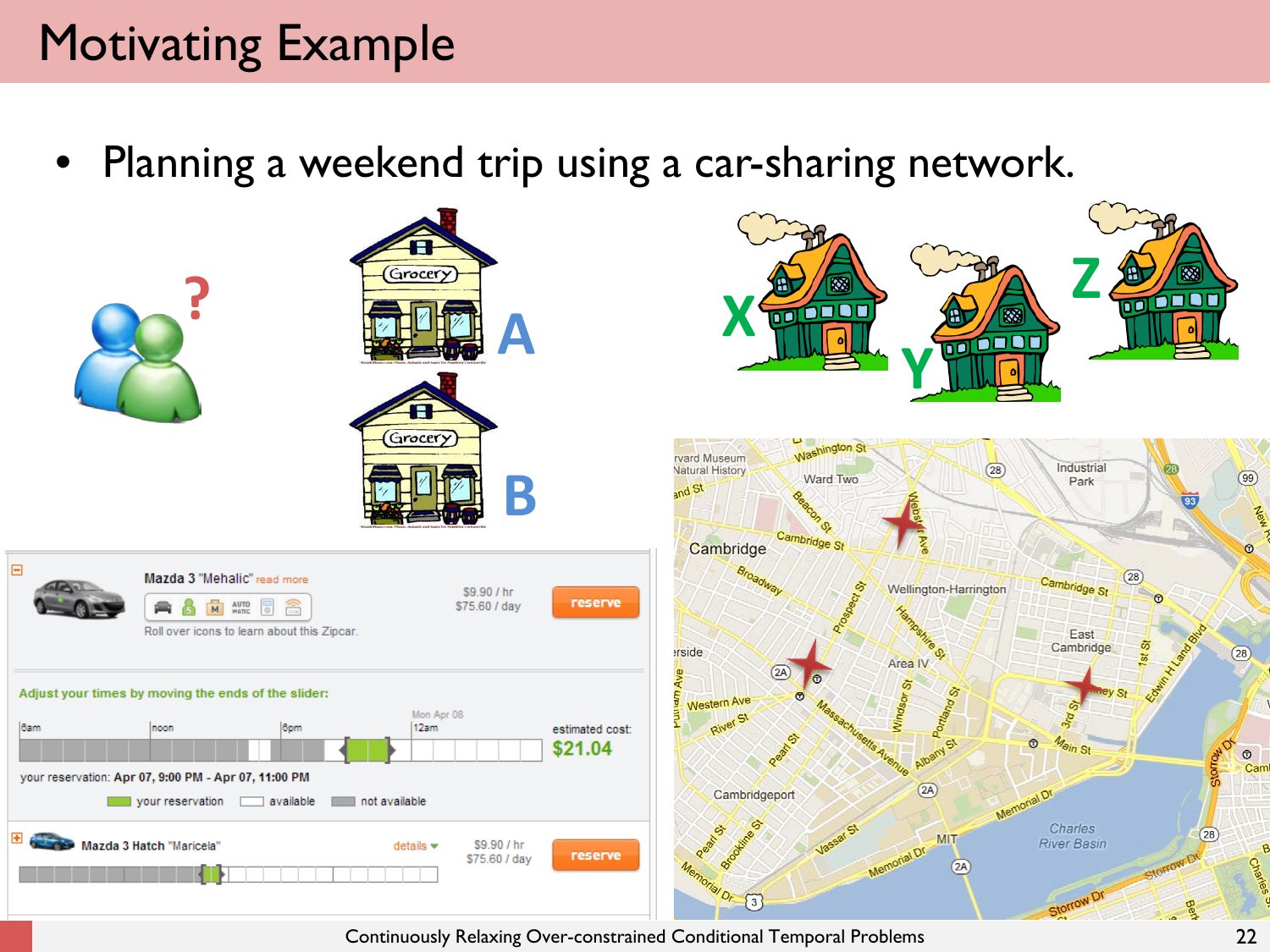# Motivating Example

- Planning a weekend trip using a car-sharing network.

A

B

X

Y

Z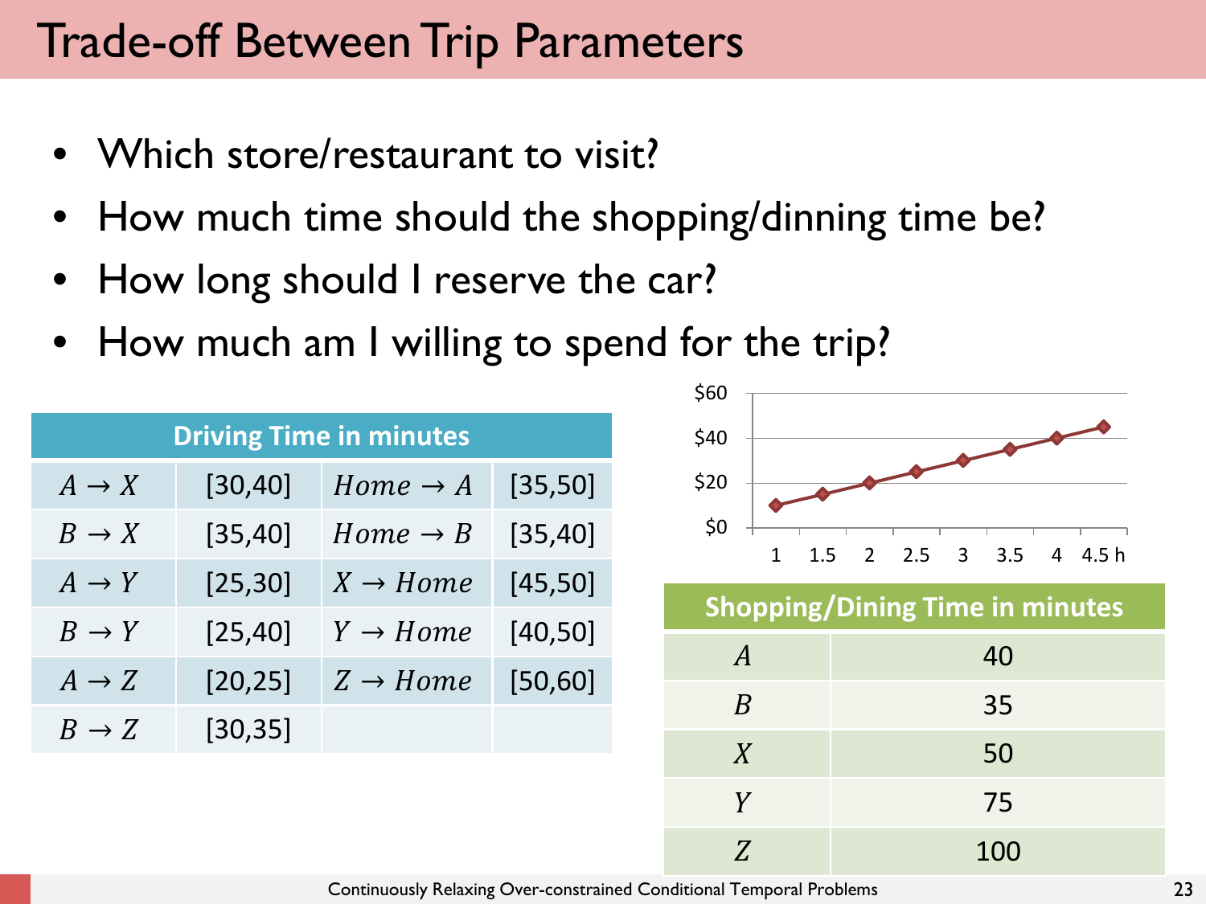# Trade-off Between Trip Parameters

- Which store/restaurant to visit?
- How much time should the shopping/dinning time be?
- How long should I reserve the car?
- How much am I willing to spend for the trip?

| Driving Time in minutes | | | |
|---|---|---|---|
| $A \rightarrow X$ | [30,40] | $Home \rightarrow A$ | [35,50] |
| $B \rightarrow X$ | [35,40] | $Home \rightarrow B$ | [35,40] |
| $A \rightarrow Y$ | [25,30] | $X \rightarrow Home$ | [45,50] |
| $B \rightarrow Y$ | [25,40] | $Y \rightarrow Home$ | [40,50] |
| $A \rightarrow Z$ | [20,25] | $Z \rightarrow Home$ | [50,60] |
| $B \rightarrow Z$ | [30,35] | | |

| Hours | 1 | 1.5 | 2 | 2.5 | 3 | 3.5 | 4 | 4.5 h |
|---|---|---|---|---|---|---|---|---|
| Cost | $10 | $15 | $20 | $25 | $30 | $35 | $40 | $45 |

| Shopping/Dining Time in minutes | |
|---|---|
| $A$ | 40 |
| $B$ | 35 |
| $X$ | 50 |
| $Y$ | 75 |
| $Z$ | 100 |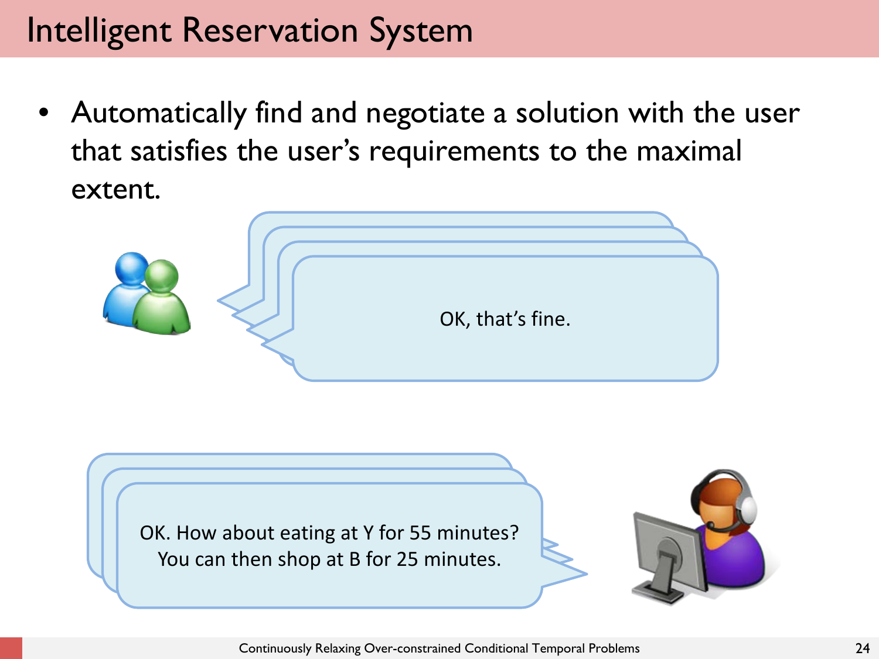# Intelligent Reservation System

- Automatically find and negotiate a solution with the user that satisfies the user's requirements to the maximal extent.

OK, that's fine.

OK. How about eating at Y for 55 minutes? You can then shop at B for 25 minutes.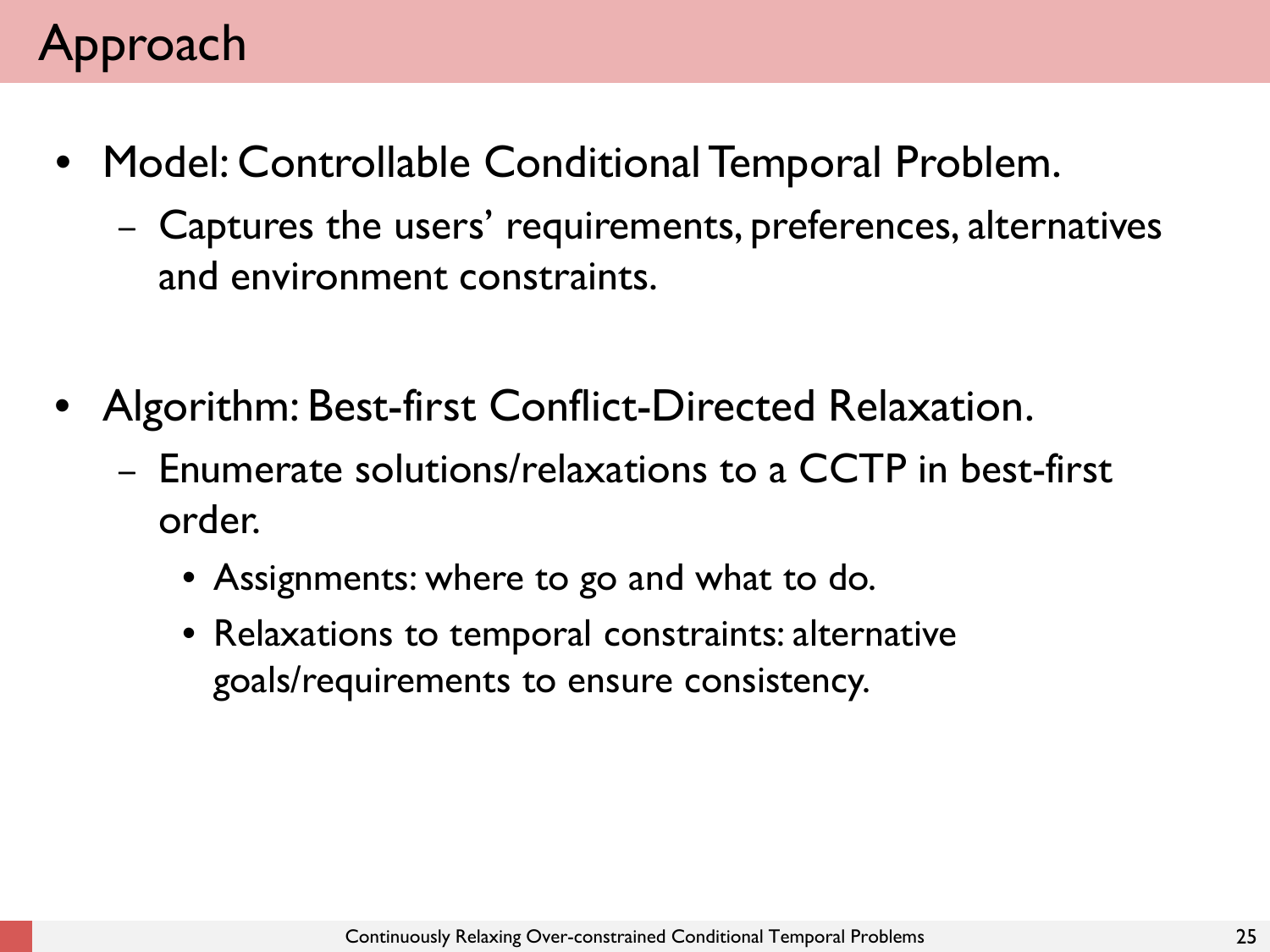# Approach

- Model: Controllable Conditional Temporal Problem.
  - Captures the users' requirements, preferences, alternatives and environment constraints.

- Algorithm: Best-first Conflict-Directed Relaxation.
  - Enumerate solutions/relaxations to a CCTP in best-first order.
    - Assignments: where to go and what to do.
    - Relaxations to temporal constraints: alternative goals/requirements to ensure consistency.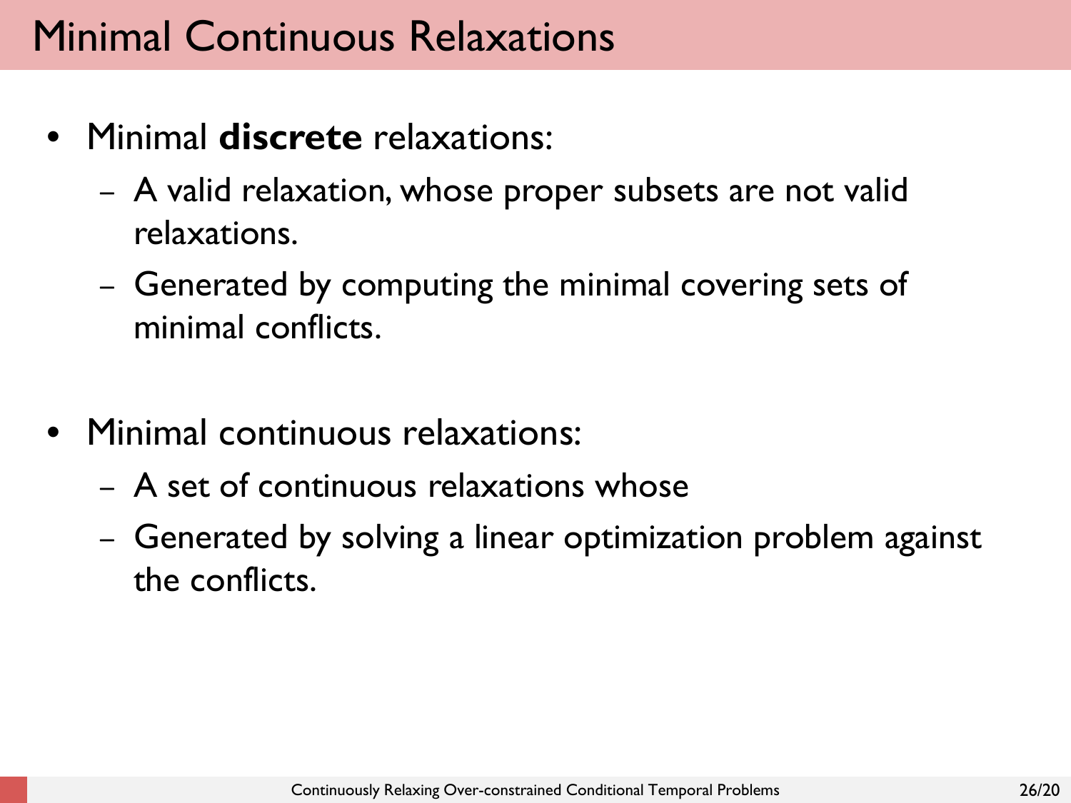# Minimal Continuous Relaxations

- Minimal **discrete** relaxations:
  - A valid relaxation, whose proper subsets are not valid relaxations.
  - Generated by computing the minimal covering sets of minimal conflicts.

- Minimal continuous relaxations:
  - A set of continuous relaxations whose
  - Generated by solving a linear optimization problem against the conflicts.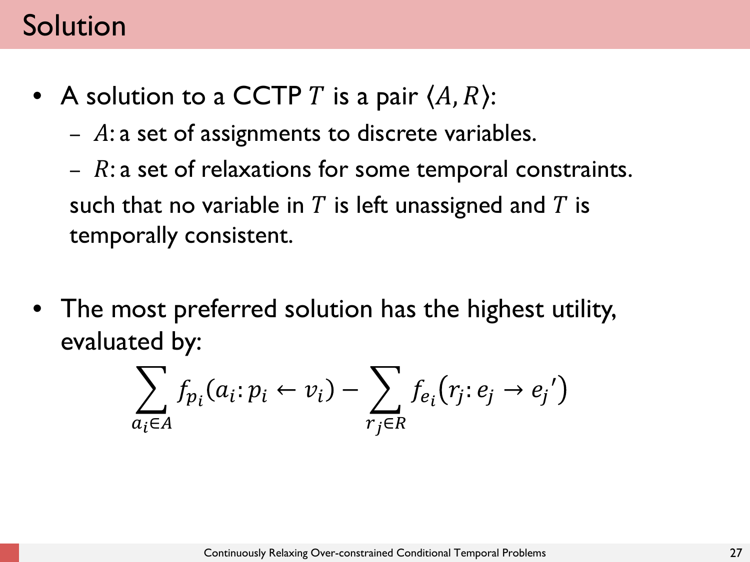# Solution

- A solution to a CCTP $T$ is a pair $\langle A, R \rangle$:
  - $A$: a set of assignments to discrete variables.
  - $R$: a set of relaxations for some temporal constraints.

  such that no variable in $T$ is left unassigned and $T$ is temporally consistent.

- The most preferred solution has the highest utility, evaluated by:

$$\sum_{a_i \in A} f_{p_i}(a_i: p_i \leftarrow v_i) - \sum_{r_j \in R} f_{e_i}\left(r_j: e_j \rightarrow e_j{}'\right)$$